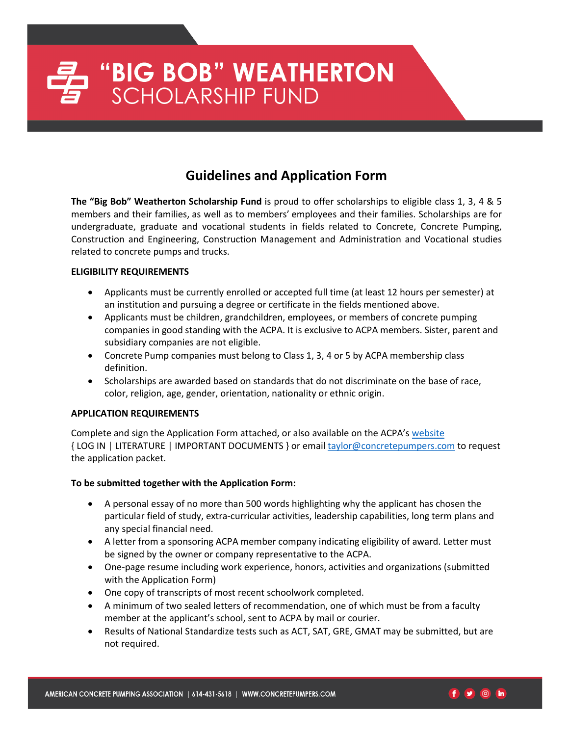# "BIG BOB" WEATHERTON SCHOLARSHIP FUND

## Guidelines and Application Form

**The "Big Bob" Weatherton Scholarship Fund** is proud to offer scholarships to eligible class 1, 3, 4 & 5 members and their families, as well as to members' employees and their families. Scholarships are for undergraduate, graduate and vocational students in fields related to Concrete, Concrete Pumping, Construction and Engineering, Construction Management and Administration and Vocational studies related to concrete pumps and trucks.

**ELIGIBILITY REQUIREMENTS**

- Applicants must be currently enrolled or accepted full time (at least 12 hours per semester) at an institution and pursuing a degree or certificate in the fields mentioned above.
- Applicants must be children, grandchildren, employees, or members of concrete pumping companies in good standing with the ACPA. It is exclusive to ACPA members. Sister, parent and subsidiary companies are not eligible.
- Concrete Pump companies must belong to Class 1, 3, 4 or 5 by ACPA membership class definition.
- Scholarships are awarded based on standards that do not discriminate on the base of race, color, religion, age, gender, orientation, nationality or ethnic origin.

**APPLICATION REQUIREMENTS**

Complete and sign the Application Form attached, or also available on the ACPA's website { LOG IN | LITERATURE | IMPORTANT DOCUMENTS } or email taylor@concretepumpers.com to request the application packet.

**To be submitted together with the Application Form:**

- A personal essay of no more than 500 words highlighting why the applicant has chosen the particular field of study, extra-curricular activities, leadership capabilities, long term plans and any special financial need.
- A letter from a sponsoring ACPA member company indicating eligibility of award. Letter must be signed by the owner or company representative to the ACPA.
- One-page resume including work experience, honors, activities and organizations (submitted with the Application Form)
- One copy of transcripts of most recent schoolwork completed.
- A minimum of two sealed letters of recommendation, one of which must be from a faculty member at the applicant's school, sent to ACPA by mail or courier.
- Results of National Standardize tests such as ACT, SAT, GRE, GMAT may be submitted, but are not required.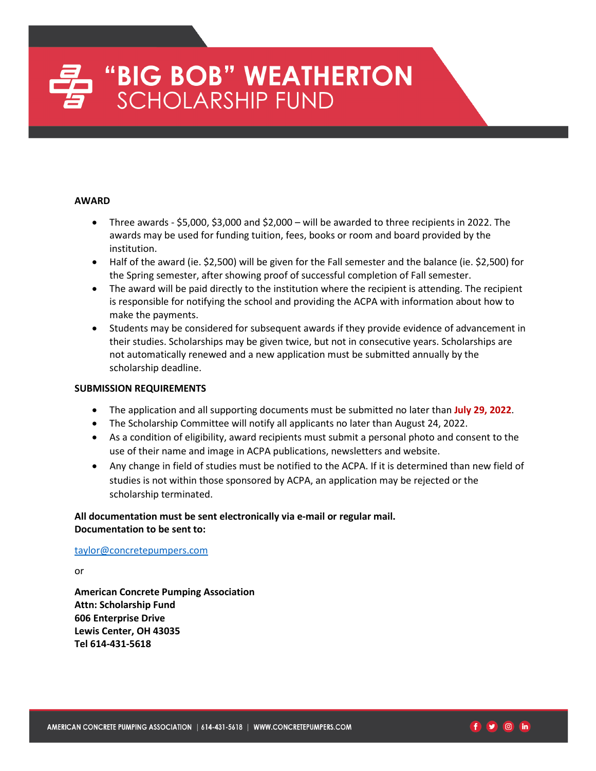# "BIG BOB" WEATHERTON SCHOLARSHIP FUND

**AWARD**

- Three awards - $5,000, $3,000 and $2,000 – will be awarded to three recipients in 2022. The awards may be used for funding tuition, fees, books or room and board provided by the institution.
- Half of the award (ie. $2,500) will be given for the Fall semester and the balance (ie. $2,500) for the Spring semester, after showing proof of successful completion of Fall semester.
- The award will be paid directly to the institution where the recipient is attending. The recipient is responsible for notifying the school and providing the ACPA with information about how to make the payments.
- Students may be considered for subsequent awards if they provide evidence of advancement in their studies. Scholarships may be given twice, but not in consecutive years. Scholarships are not automatically renewed and a new application must be submitted annually by the scholarship deadline.

**SUBMISSION REQUIREMENTS**

- The application and all supporting documents must be submitted no later than **July 29, 2022**.
- The Scholarship Committee will notify all applicants no later than August 24, 2022.
- As a condition of eligibility, award recipients must submit a personal photo and consent to the use of their name and image in ACPA publications, newsletters and website.
- Any change in field of studies must be notified to the ACPA. If it is determined than new field of studies is not within those sponsored by ACPA, an application may be rejected or the scholarship terminated.

**All documentation must be sent electronically via e-mail or regular mail.**
**Documentation to be sent to:**

taylor@concretepumpers.com

or

**American Concrete Pumping Association**
**Attn: Scholarship Fund**
**606 Enterprise Drive**
**Lewis Center, OH 43035**
**Tel 614-431-5618**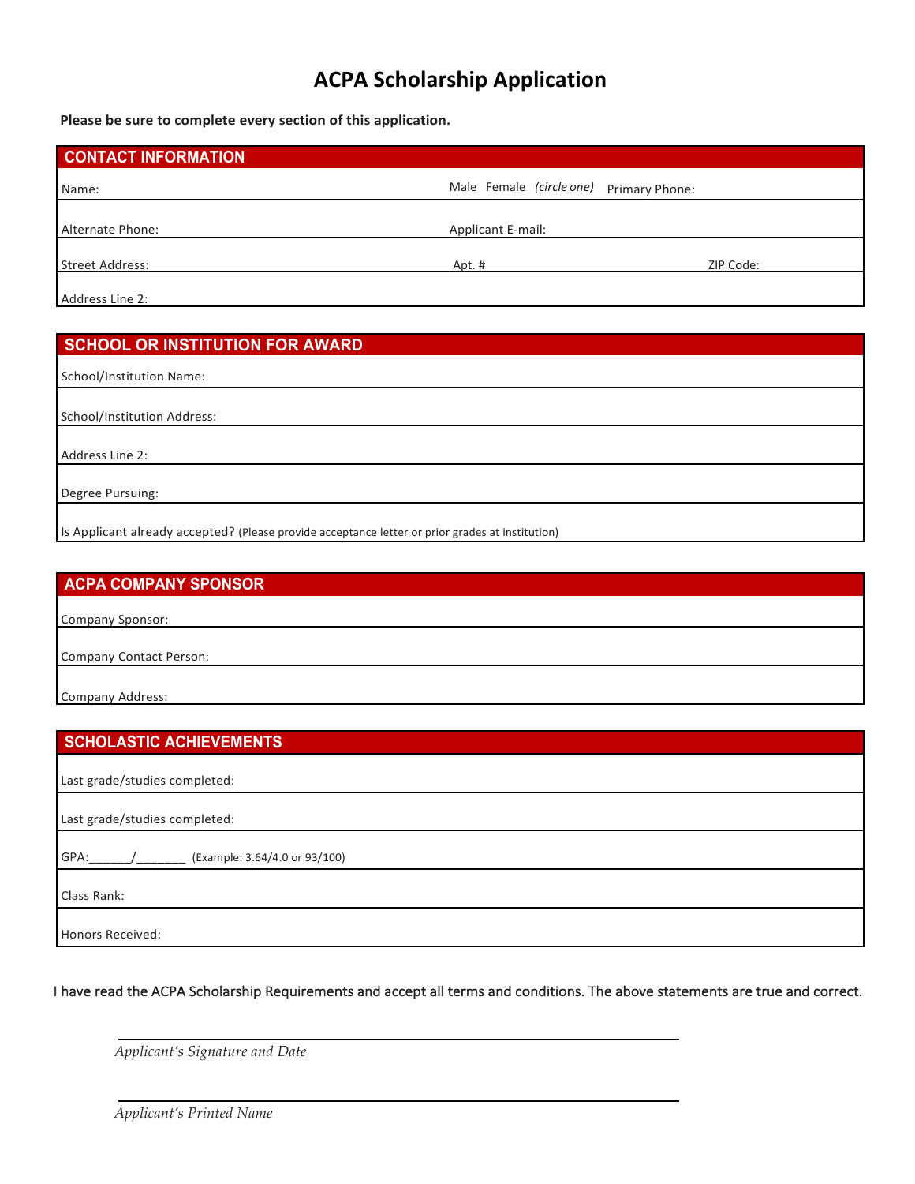# ACPA Scholarship Application

**Please be sure to complete every section of this application.**

## CONTACT INFORMATION

Name:

Male Female *(circle one)* Primary Phone:

Alternate Phone:

Applicant E-mail:

Street Address:

Apt. #

ZIP Code:

Address Line 2:

## SCHOOL OR INSTITUTION FOR AWARD

School/Institution Name:

School/Institution Address:

Address Line 2:

Degree Pursuing:

Is Applicant already accepted? (Please provide acceptance letter or prior grades at institution)

## ACPA COMPANY SPONSOR

Company Sponsor:

Company Contact Person:

Company Address:

## SCHOLASTIC ACHIEVEMENTS

Last grade/studies completed:

Last grade/studies completed:

GPA:______/_______ (Example: 3.64/4.0 or 93/100)

Class Rank:

Honors Received:

I have read the ACPA Scholarship Requirements and accept all terms and conditions. The above statements are true and correct.

______________________________________________

*Applicant's Signature and Date*

______________________________________________

*Applicant's Printed Name*